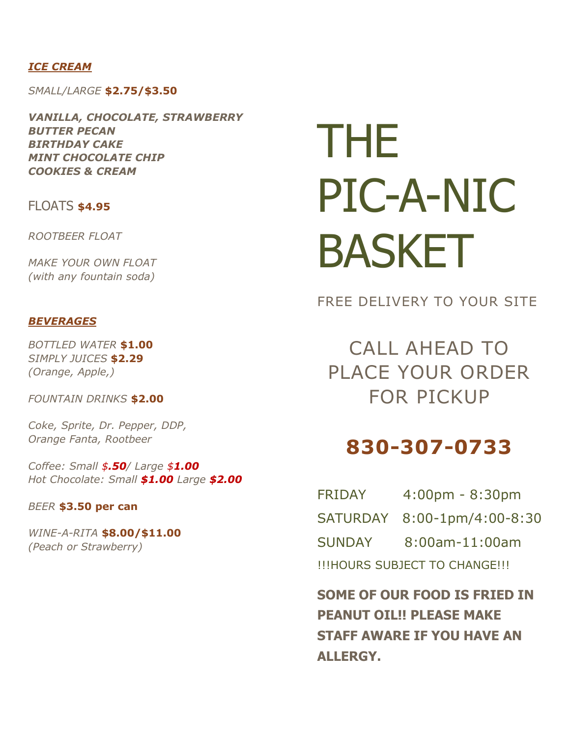***ICE CREAM***

*SMALL/LARGE* **$2.75/$3.50**

***VANILLA, CHOCOLATE, STRAWBERRY***
***BUTTER PECAN***
***BIRTHDAY CAKE***
***MINT CHOCOLATE CHIP***
***COOKIES & CREAM***

FLOATS **$4.95**

*ROOTBEER FLOAT*

*MAKE YOUR OWN FLOAT*
*(with any fountain soda)*

***BEVERAGES***

*BOTTLED WATER* **$1.00**
*SIMPLY JUICES* **$2.29**
*(Orange, Apple,)*

*FOUNTAIN DRINKS* **$2.00**

*Coke, Sprite, Dr. Pepper, DDP,*
*Orange Fanta, Rootbeer*

*Coffee: Small $**.50**/ Large $**1.00***
*Hot Chocolate: Small **$1.00** Large **$2.00***

*BEER* **$3.50 per can**

*WINE-A-RITA* **$8.00/$11.00**
*(Peach or Strawberry)*

# THE PIC-A-NIC BASKET

FREE DELIVERY TO YOUR SITE

CALL AHEAD TO PLACE YOUR ORDER FOR PICKUP

## 830-307-0733

| | |
|---|---|
| FRIDAY | 4:00pm - 8:30pm |
| SATURDAY | 8:00-1pm/4:00-8:30 |
| SUNDAY | 8:00am-11:00am |

!!!HOURS SUBJECT TO CHANGE!!!

**SOME OF OUR FOOD IS FRIED IN PEANUT OIL!! PLEASE MAKE STAFF AWARE IF YOU HAVE AN ALLERGY.**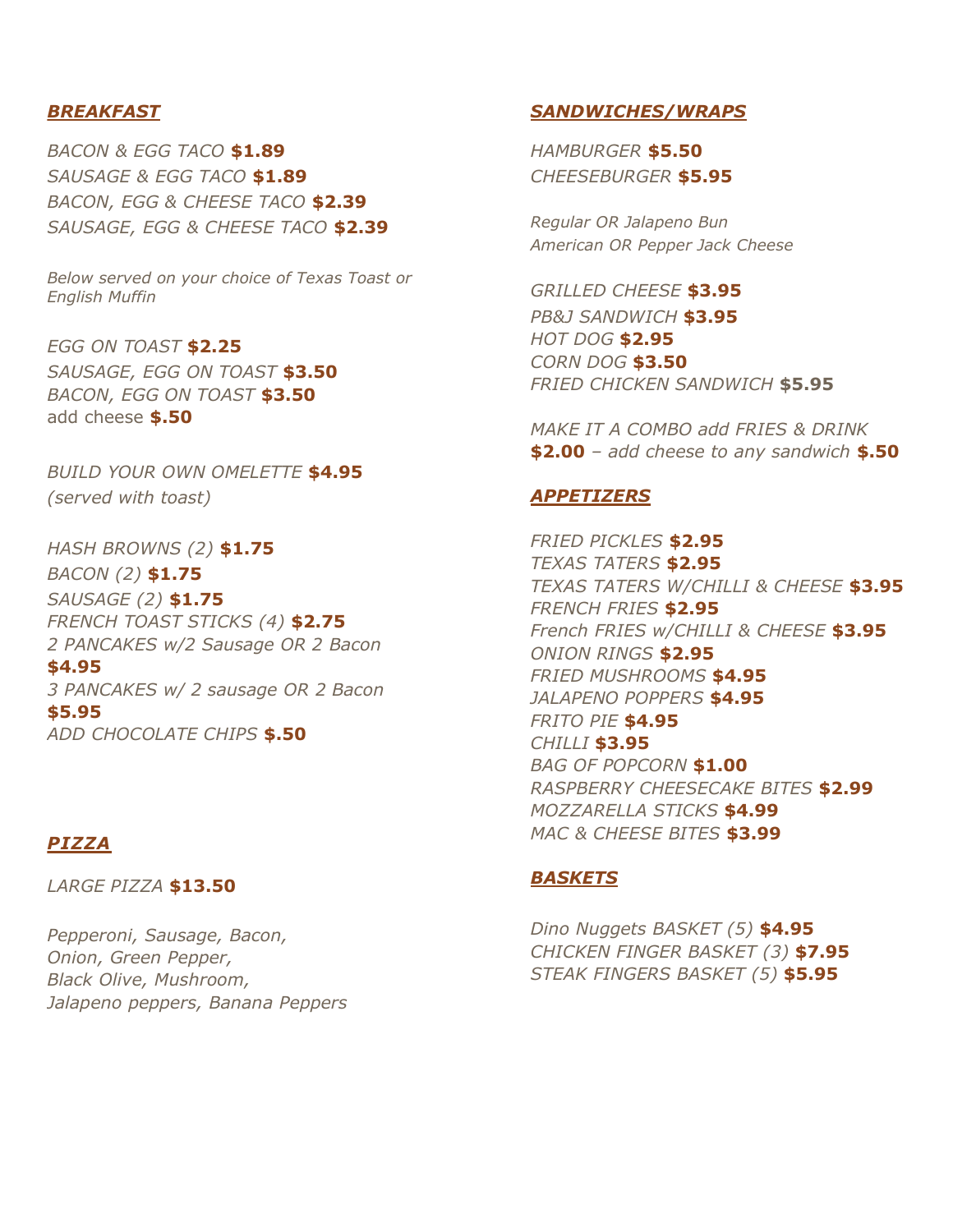## ***BREAKFAST***

*BACON & EGG TACO* **$1.89**
*SAUSAGE & EGG TACO* **$1.89**
*BACON, EGG & CHEESE TACO* **$2.39**
*SAUSAGE, EGG & CHEESE TACO* **$2.39**

*Below served on your choice of Texas Toast or English Muffin*

*EGG ON TOAST* **$2.25**
*SAUSAGE, EGG ON TOAST* **$3.50**
*BACON, EGG ON TOAST* **$3.50**
add cheese **$.50**

*BUILD YOUR OWN OMELETTE* **$4.95**
*(served with toast)*

*HASH BROWNS (2)* **$1.75**
*BACON (2)* **$1.75**
*SAUSAGE (2)* **$1.75**
*FRENCH TOAST STICKS (4)* **$2.75**
*2 PANCAKES w/2 Sausage OR 2 Bacon* **$4.95**
*3 PANCAKES w/ 2 sausage OR 2 Bacon* **$5.95**
*ADD CHOCOLATE CHIPS* **$.50**

## ***PIZZA***

*LARGE PIZZA* **$13.50**

*Pepperoni, Sausage, Bacon, Onion, Green Pepper, Black Olive, Mushroom, Jalapeno peppers, Banana Peppers*

## ***SANDWICHES/WRAPS***

*HAMBURGER* **$5.50**
*CHEESEBURGER* **$5.95**

*Regular OR Jalapeno Bun*
*American OR Pepper Jack Cheese*

*GRILLED CHEESE* **$3.95**
*PB&J SANDWICH* **$3.95**
*HOT DOG* **$2.95**
*CORN DOG* **$3.50**
*FRIED CHICKEN SANDWICH* **$5.95**

*MAKE IT A COMBO add FRIES & DRINK* **$2.00** *– add cheese to any sandwich* **$.50**

## ***APPETIZERS***

*FRIED PICKLES* **$2.95**
*TEXAS TATERS* **$2.95**
*TEXAS TATERS W/CHILLI & CHEESE* **$3.95**
*FRENCH FRIES* **$2.95**
*French FRIES w/CHILLI & CHEESE* **$3.95**
*ONION RINGS* **$2.95**
*FRIED MUSHROOMS* **$4.95**
*JALAPENO POPPERS* **$4.95**
*FRITO PIE* **$4.95**
*CHILLI* **$3.95**
*BAG OF POPCORN* **$1.00**
*RASPBERRY CHEESECAKE BITES* **$2.99**
*MOZZARELLA STICKS* **$4.99**
*MAC & CHEESE BITES* **$3.99**

## ***BASKETS***

*Dino Nuggets BASKET (5)* **$4.95**
*CHICKEN FINGER BASKET (3)* **$7.95**
*STEAK FINGERS BASKET (5)* **$5.95**